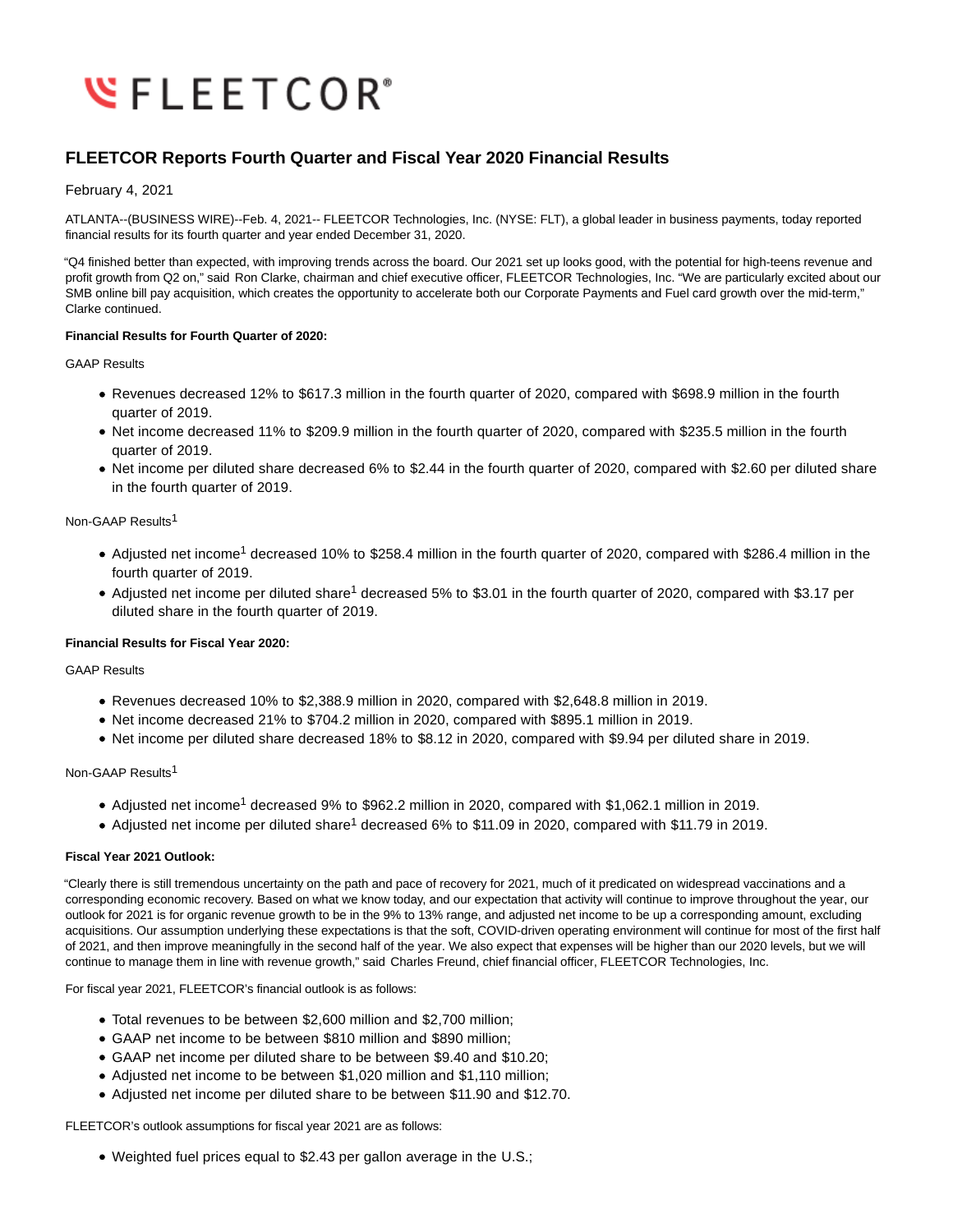# FLEETCOR

## FLEETCOR Reports Fourth Quarter and Fiscal Year 2020 Financial Results

February 4, 2021

ATLANTA--(BUSINESS WIRE)--Feb. 4, 2021-- FLEETCOR Technologies, Inc. (NYSE: FLT), a global leader in business payments, today reported financial results for its fourth quarter and year ended December 31, 2020.

"Q4 finished better than expected, with improving trends across the board. Our 2021 set up looks good, with the potential for high-teens revenue and profit growth from Q2 on," said Ron Clarke, chairman and chief executive officer, FLEETCOR Technologies, Inc. "We are particularly excited about our SMB online bill pay acquisition, which creates the opportunity to accelerate both our Corporate Payments and Fuel card growth over the mid-term," Clarke continued.

**Financial Results for Fourth Quarter of 2020:**

GAAP Results

- Revenues decreased 12% to $617.3 million in the fourth quarter of 2020, compared with $698.9 million in the fourth quarter of 2019.
- Net income decreased 11% to $209.9 million in the fourth quarter of 2020, compared with $235.5 million in the fourth quarter of 2019.
- Net income per diluted share decreased 6% to $2.44 in the fourth quarter of 2020, compared with $2.60 per diluted share in the fourth quarter of 2019.

Non-GAAP Results[1]

- Adjusted net income[1] decreased 10% to $258.4 million in the fourth quarter of 2020, compared with $286.4 million in the fourth quarter of 2019.
- Adjusted net income per diluted share[1] decreased 5% to $3.01 in the fourth quarter of 2020, compared with $3.17 per diluted share in the fourth quarter of 2019.

**Financial Results for Fiscal Year 2020:**

GAAP Results

- Revenues decreased 10% to $2,388.9 million in 2020, compared with $2,648.8 million in 2019.
- Net income decreased 21% to $704.2 million in 2020, compared with $895.1 million in 2019.
- Net income per diluted share decreased 18% to $8.12 in 2020, compared with $9.94 per diluted share in 2019.

Non-GAAP Results[1]

- Adjusted net income[1] decreased 9% to $962.2 million in 2020, compared with $1,062.1 million in 2019.
- Adjusted net income per diluted share[1] decreased 6% to $11.09 in 2020, compared with $11.79 in 2019.

**Fiscal Year 2021 Outlook:**

"Clearly there is still tremendous uncertainty on the path and pace of recovery for 2021, much of it predicated on widespread vaccinations and a corresponding economic recovery. Based on what we know today, and our expectation that activity will continue to improve throughout the year, our outlook for 2021 is for organic revenue growth to be in the 9% to 13% range, and adjusted net income to be up a corresponding amount, excluding acquisitions. Our assumption underlying these expectations is that the soft, COVID-driven operating environment will continue for most of the first half of 2021, and then improve meaningfully in the second half of the year. We also expect that expenses will be higher than our 2020 levels, but we will continue to manage them in line with revenue growth," said Charles Freund, chief financial officer, FLEETCOR Technologies, Inc.

For fiscal year 2021, FLEETCOR's financial outlook is as follows:

- Total revenues to be between $2,600 million and $2,700 million;
- GAAP net income to be between $810 million and $890 million;
- GAAP net income per diluted share to be between $9.40 and $10.20;
- Adjusted net income to be between $1,020 million and $1,110 million;
- Adjusted net income per diluted share to be between $11.90 and $12.70.

FLEETCOR's outlook assumptions for fiscal year 2021 are as follows:

- Weighted fuel prices equal to $2.43 per gallon average in the U.S.;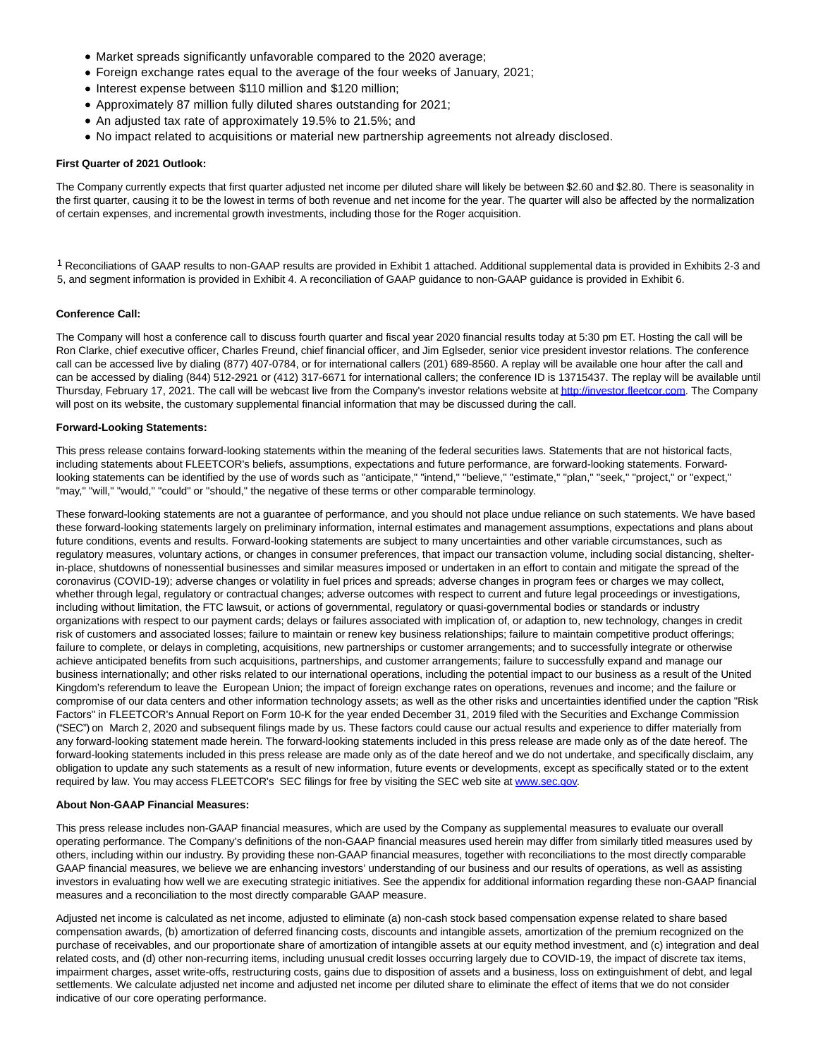- Market spreads significantly unfavorable compared to the 2020 average;
- Foreign exchange rates equal to the average of the four weeks of January, 2021;
- Interest expense between $110 million and $120 million;
- Approximately 87 million fully diluted shares outstanding for 2021;
- An adjusted tax rate of approximately 19.5% to 21.5%; and
- No impact related to acquisitions or material new partnership agreements not already disclosed.

**First Quarter of 2021 Outlook:**

The Company currently expects that first quarter adjusted net income per diluted share will likely be between $2.60 and $2.80. There is seasonality in the first quarter, causing it to be the lowest in terms of both revenue and net income for the year. The quarter will also be affected by the normalization of certain expenses, and incremental growth investments, including those for the Roger acquisition.

[1] Reconciliations of GAAP results to non-GAAP results are provided in Exhibit 1 attached. Additional supplemental data is provided in Exhibits 2-3 and 5, and segment information is provided in Exhibit 4. A reconciliation of GAAP guidance to non-GAAP guidance is provided in Exhibit 6.

**Conference Call:**

The Company will host a conference call to discuss fourth quarter and fiscal year 2020 financial results today at 5:30 pm ET. Hosting the call will be Ron Clarke, chief executive officer, Charles Freund, chief financial officer, and Jim Eglseder, senior vice president investor relations. The conference call can be accessed live by dialing (877) 407-0784, or for international callers (201) 689-8560. A replay will be available one hour after the call and can be accessed by dialing (844) 512-2921 or (412) 317-6671 for international callers; the conference ID is 13715437. The replay will be available until Thursday, February 17, 2021. The call will be webcast live from the Company's investor relations website at http://investor.fleetcor.com. The Company will post on its website, the customary supplemental financial information that may be discussed during the call.

**Forward-Looking Statements:**

This press release contains forward-looking statements within the meaning of the federal securities laws. Statements that are not historical facts, including statements about FLEETCOR's beliefs, assumptions, expectations and future performance, are forward-looking statements. Forward-looking statements can be identified by the use of words such as "anticipate," "intend," "believe," "estimate," "plan," "seek," "project," or "expect," "may," "will," "would," "could" or "should," the negative of these terms or other comparable terminology.

These forward-looking statements are not a guarantee of performance, and you should not place undue reliance on such statements. We have based these forward-looking statements largely on preliminary information, internal estimates and management assumptions, expectations and plans about future conditions, events and results. Forward-looking statements are subject to many uncertainties and other variable circumstances, such as regulatory measures, voluntary actions, or changes in consumer preferences, that impact our transaction volume, including social distancing, shelter-in-place, shutdowns of nonessential businesses and similar measures imposed or undertaken in an effort to contain and mitigate the spread of the coronavirus (COVID-19); adverse changes or volatility in fuel prices and spreads; adverse changes in program fees or charges we may collect, whether through legal, regulatory or contractual changes; adverse outcomes with respect to current and future legal proceedings or investigations, including without limitation, the FTC lawsuit, or actions of governmental, regulatory or quasi-governmental bodies or standards or industry organizations with respect to our payment cards; delays or failures associated with implication of, or adaption to, new technology, changes in credit risk of customers and associated losses; failure to maintain or renew key business relationships; failure to maintain competitive product offerings; failure to complete, or delays in completing, acquisitions, new partnerships or customer arrangements; and to successfully integrate or otherwise achieve anticipated benefits from such acquisitions, partnerships, and customer arrangements; failure to successfully expand and manage our business internationally; and other risks related to our international operations, including the potential impact to our business as a result of the United Kingdom's referendum to leave the European Union; the impact of foreign exchange rates on operations, revenues and income; and the failure or compromise of our data centers and other information technology assets; as well as the other risks and uncertainties identified under the caption "Risk Factors" in FLEETCOR's Annual Report on Form 10-K for the year ended December 31, 2019 filed with the Securities and Exchange Commission ("SEC") on March 2, 2020 and subsequent filings made by us. These factors could cause our actual results and experience to differ materially from any forward-looking statement made herein. The forward-looking statements included in this press release are made only as of the date hereof. The forward-looking statements included in this press release are made only as of the date hereof and we do not undertake, and specifically disclaim, any obligation to update any such statements as a result of new information, future events or developments, except as specifically stated or to the extent required by law. You may access FLEETCOR's SEC filings for free by visiting the SEC web site at www.sec.gov.

**About Non-GAAP Financial Measures:**

This press release includes non-GAAP financial measures, which are used by the Company as supplemental measures to evaluate our overall operating performance. The Company's definitions of the non-GAAP financial measures used herein may differ from similarly titled measures used by others, including within our industry. By providing these non-GAAP financial measures, together with reconciliations to the most directly comparable GAAP financial measures, we believe we are enhancing investors' understanding of our business and our results of operations, as well as assisting investors in evaluating how well we are executing strategic initiatives. See the appendix for additional information regarding these non-GAAP financial measures and a reconciliation to the most directly comparable GAAP measure.

Adjusted net income is calculated as net income, adjusted to eliminate (a) non-cash stock based compensation expense related to share based compensation awards, (b) amortization of deferred financing costs, discounts and intangible assets, amortization of the premium recognized on the purchase of receivables, and our proportionate share of amortization of intangible assets at our equity method investment, and (c) integration and deal related costs, and (d) other non-recurring items, including unusual credit losses occurring largely due to COVID-19, the impact of discrete tax items, impairment charges, asset write-offs, restructuring costs, gains due to disposition of assets and a business, loss on extinguishment of debt, and legal settlements. We calculate adjusted net income and adjusted net income per diluted share to eliminate the effect of items that we do not consider indicative of our core operating performance.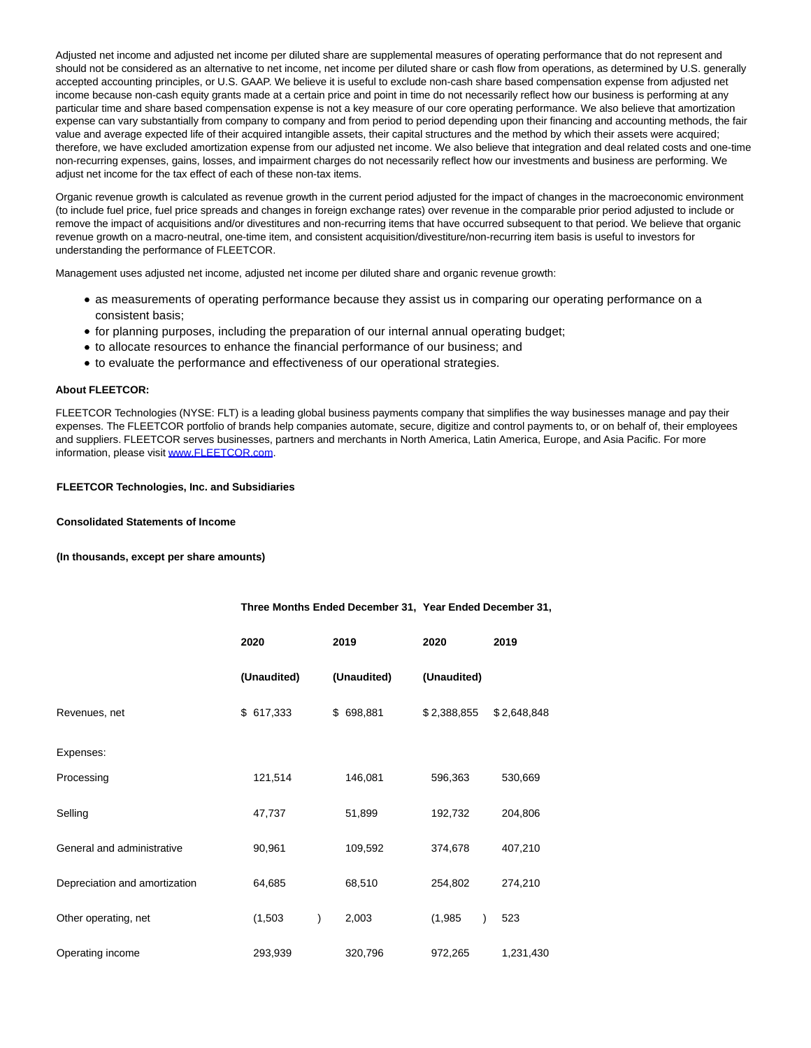Adjusted net income and adjusted net income per diluted share are supplemental measures of operating performance that do not represent and should not be considered as an alternative to net income, net income per diluted share or cash flow from operations, as determined by U.S. generally accepted accounting principles, or U.S. GAAP. We believe it is useful to exclude non-cash share based compensation expense from adjusted net income because non-cash equity grants made at a certain price and point in time do not necessarily reflect how our business is performing at any particular time and share based compensation expense is not a key measure of our core operating performance. We also believe that amortization expense can vary substantially from company to company and from period to period depending upon their financing and accounting methods, the fair value and average expected life of their acquired intangible assets, their capital structures and the method by which their assets were acquired; therefore, we have excluded amortization expense from our adjusted net income. We also believe that integration and deal related costs and one-time non-recurring expenses, gains, losses, and impairment charges do not necessarily reflect how our investments and business are performing. We adjust net income for the tax effect of each of these non-tax items.

Organic revenue growth is calculated as revenue growth in the current period adjusted for the impact of changes in the macroeconomic environment (to include fuel price, fuel price spreads and changes in foreign exchange rates) over revenue in the comparable prior period adjusted to include or remove the impact of acquisitions and/or divestitures and non-recurring items that have occurred subsequent to that period. We believe that organic revenue growth on a macro-neutral, one-time item, and consistent acquisition/divestiture/non-recurring item basis is useful to investors for understanding the performance of FLEETCOR.

Management uses adjusted net income, adjusted net income per diluted share and organic revenue growth:

- as measurements of operating performance because they assist us in comparing our operating performance on a consistent basis;
- for planning purposes, including the preparation of our internal annual operating budget;
- to allocate resources to enhance the financial performance of our business; and
- to evaluate the performance and effectiveness of our operational strategies.

**About FLEETCOR:**

FLEETCOR Technologies (NYSE: FLT) is a leading global business payments company that simplifies the way businesses manage and pay their expenses. The FLEETCOR portfolio of brands help companies automate, secure, digitize and control payments to, or on behalf of, their employees and suppliers. FLEETCOR serves businesses, partners and merchants in North America, Latin America, Europe, and Asia Pacific. For more information, please visit www.FLEETCOR.com.

**FLEETCOR Technologies, Inc. and Subsidiaries**

**Consolidated Statements of Income**

**(In thousands, except per share amounts)**

| | Three Months Ended December 31, | | Year Ended December 31, | |
|---|---|---|---|---|
| | 2020 | 2019 | 2020 | 2019 |
| | (Unaudited) | (Unaudited) | (Unaudited) | |
| Revenues, net | $ 617,333 | $ 698,881 | $ 2,388,855 | $ 2,648,848 |
| Expenses: | | | | |
| Processing | 121,514 | 146,081 | 596,363 | 530,669 |
| Selling | 47,737 | 51,899 | 192,732 | 204,806 |
| General and administrative | 90,961 | 109,592 | 374,678 | 407,210 |
| Depreciation and amortization | 64,685 | 68,510 | 254,802 | 274,210 |
| Other operating, net | (1,503) | 2,003 | (1,985) | 523 |
| Operating income | 293,939 | 320,796 | 972,265 | 1,231,430 |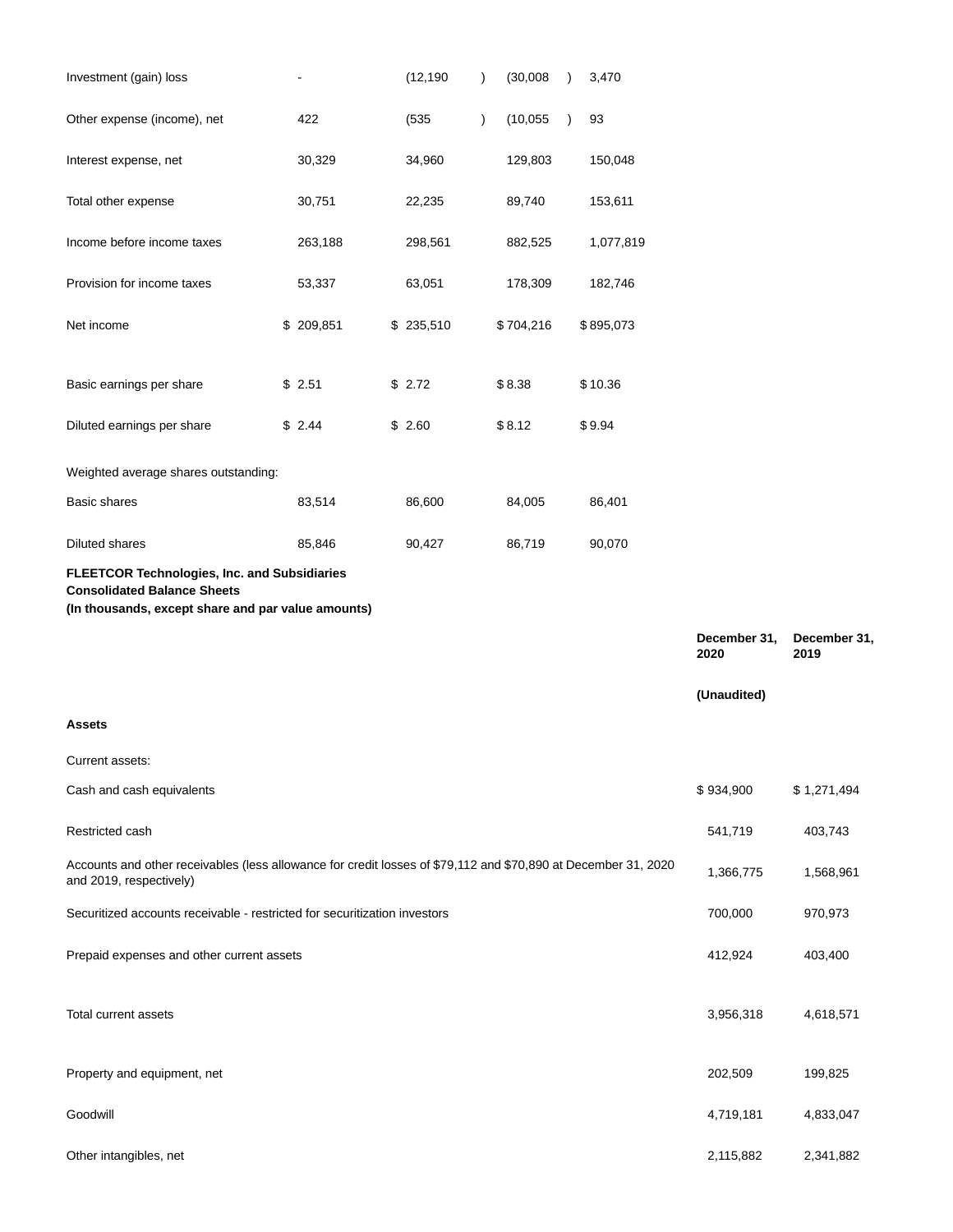| | | | | |
|---|---|---|---|---|
| Investment (gain) loss | - | (12,190) | (30,008) | 3,470 |
| Other expense (income), net | 422 | (535) | (10,055) | 93 |
| Interest expense, net | 30,329 | 34,960 | 129,803 | 150,048 |
| Total other expense | 30,751 | 22,235 | 89,740 | 153,611 |
| Income before income taxes | 263,188 | 298,561 | 882,525 | 1,077,819 |
| Provision for income taxes | 53,337 | 63,051 | 178,309 | 182,746 |
| Net income | $ 209,851 | $ 235,510 | $ 704,216 | $ 895,073 |
| | | | | |
| Basic earnings per share | $ 2.51 | $ 2.72 | $ 8.38 | $ 10.36 |
| Diluted earnings per share | $ 2.44 | $ 2.60 | $ 8.12 | $ 9.94 |
| | | | | |
| Weighted average shares outstanding: | | | | |
| Basic shares | 83,514 | 86,600 | 84,005 | 86,401 |
| Diluted shares | 85,846 | 90,427 | 86,719 | 90,070 |

**FLEETCOR Technologies, Inc. and Subsidiaries**
**Consolidated Balance Sheets**
**(In thousands, except share and par value amounts)**

| | **December 31, 2020** | **December 31, 2019** |
|---|---|---|
| | **(Unaudited)** | |
| **Assets** | | |
| Current assets: | | |
| Cash and cash equivalents | $ 934,900 | $ 1,271,494 |
| Restricted cash | 541,719 | 403,743 |
| Accounts and other receivables (less allowance for credit losses of $79,112 and $70,890 at December 31, 2020 and 2019, respectively) | 1,366,775 | 1,568,961 |
| Securitized accounts receivable - restricted for securitization investors | 700,000 | 970,973 |
| Prepaid expenses and other current assets | 412,924 | 403,400 |
| Total current assets | 3,956,318 | 4,618,571 |
| Property and equipment, net | 202,509 | 199,825 |
| Goodwill | 4,719,181 | 4,833,047 |
| Other intangibles, net | 2,115,882 | 2,341,882 |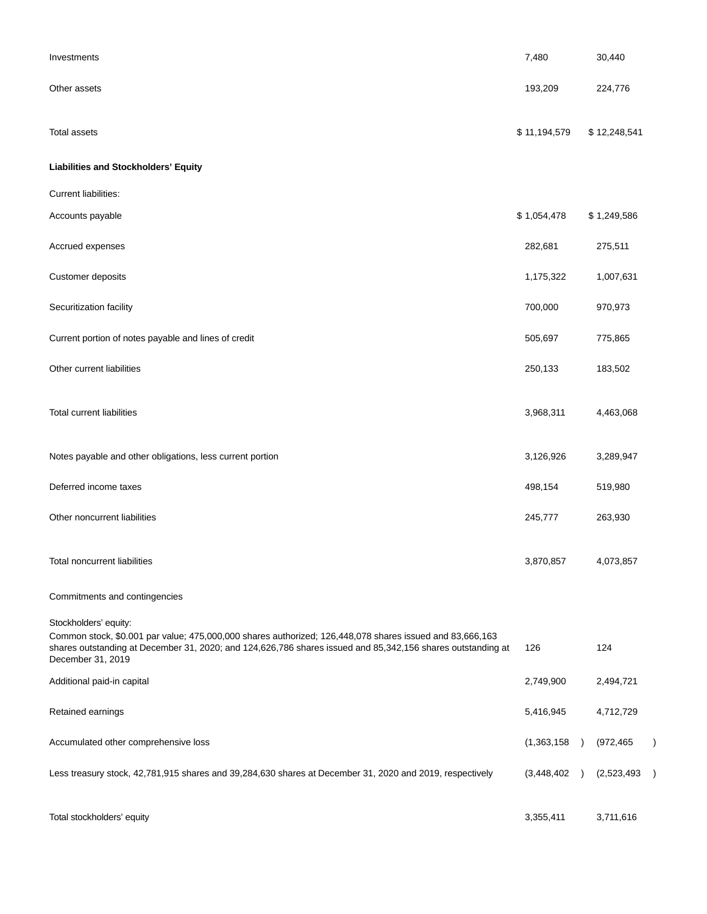| | | |
|---|---|---|
| Investments | 7,480 | 30,440 |
| Other assets | 193,209 | 224,776 |
| Total assets | $ 11,194,579 | $ 12,248,541 |
| **Liabilities and Stockholders' Equity** | | |
| Current liabilities: | | |
| Accounts payable | $ 1,054,478 | $ 1,249,586 |
| Accrued expenses | 282,681 | 275,511 |
| Customer deposits | 1,175,322 | 1,007,631 |
| Securitization facility | 700,000 | 970,973 |
| Current portion of notes payable and lines of credit | 505,697 | 775,865 |
| Other current liabilities | 250,133 | 183,502 |
| Total current liabilities | 3,968,311 | 4,463,068 |
| Notes payable and other obligations, less current portion | 3,126,926 | 3,289,947 |
| Deferred income taxes | 498,154 | 519,980 |
| Other noncurrent liabilities | 245,777 | 263,930 |
| Total noncurrent liabilities | 3,870,857 | 4,073,857 |
| Commitments and contingencies | | |
| Stockholders' equity: | | |
| Common stock, $0.001 par value; 475,000,000 shares authorized; 126,448,078 shares issued and 83,666,163 shares outstanding at December 31, 2020; and 124,626,786 shares issued and 85,342,156 shares outstanding at December 31, 2019 | 126 | 124 |
| Additional paid-in capital | 2,749,900 | 2,494,721 |
| Retained earnings | 5,416,945 | 4,712,729 |
| Accumulated other comprehensive loss | (1,363,158) | (972,465) |
| Less treasury stock, 42,781,915 shares and 39,284,630 shares at December 31, 2020 and 2019, respectively | (3,448,402) | (2,523,493) |
| Total stockholders' equity | 3,355,411 | 3,711,616 |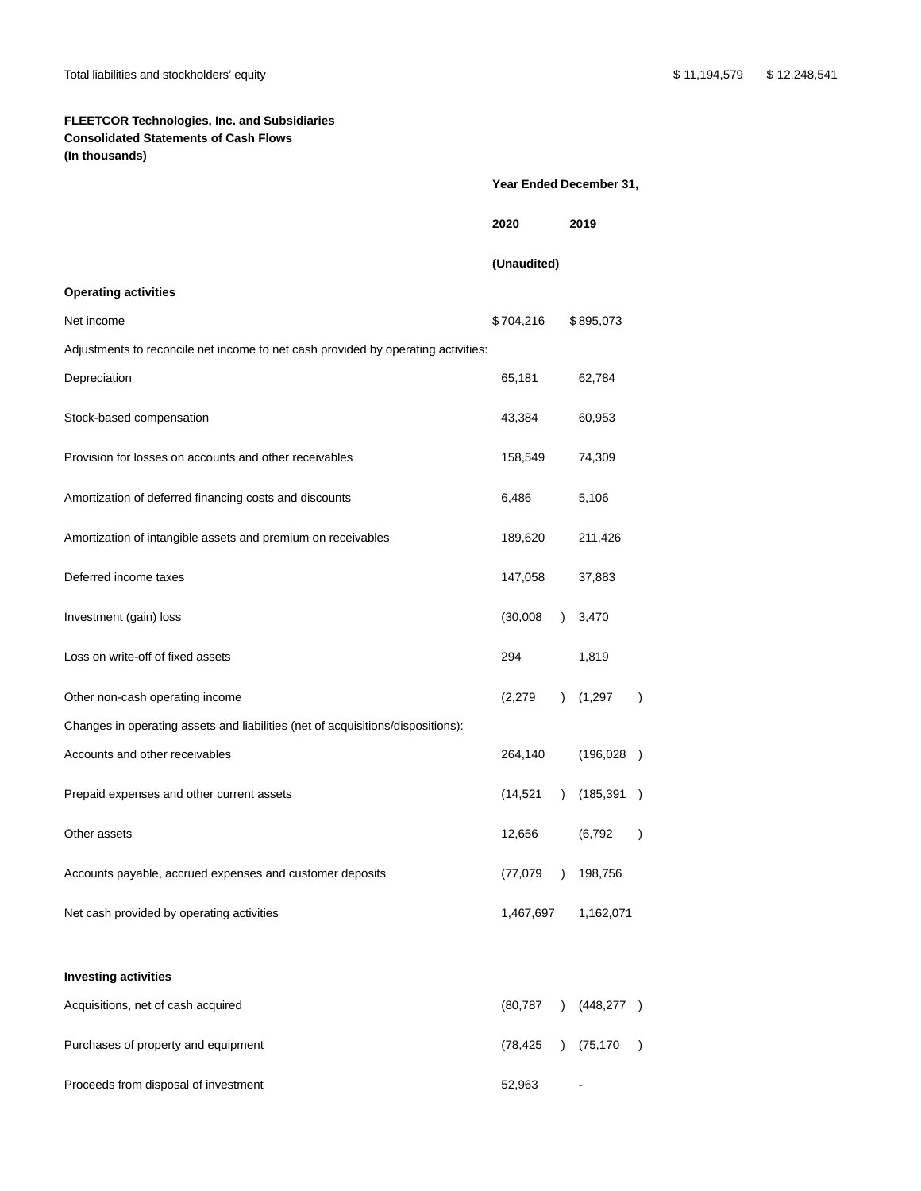| | | |
|---|---|---|
| Total liabilities and stockholders' equity | $ 11,194,579 | $ 12,248,541 |

**FLEETCOR Technologies, Inc. and Subsidiaries**
**Consolidated Statements of Cash Flows**
**(In thousands)**

| | Year Ended December 31, | |
|---|---|---|
| | 2020 | 2019 |
| | (Unaudited) | |
| **Operating activities** | | |
| Net income | $ 704,216 | $ 895,073 |
| Adjustments to reconcile net income to net cash provided by operating activities: | | |
| Depreciation | 65,181 | 62,784 |
| Stock-based compensation | 43,384 | 60,953 |
| Provision for losses on accounts and other receivables | 158,549 | 74,309 |
| Amortization of deferred financing costs and discounts | 6,486 | 5,106 |
| Amortization of intangible assets and premium on receivables | 189,620 | 211,426 |
| Deferred income taxes | 147,058 | 37,883 |
| Investment (gain) loss | (30,008) | 3,470 |
| Loss on write-off of fixed assets | 294 | 1,819 |
| Other non-cash operating income | (2,279) | (1,297) |
| Changes in operating assets and liabilities (net of acquisitions/dispositions): | | |
| Accounts and other receivables | 264,140 | (196,028) |
| Prepaid expenses and other current assets | (14,521) | (185,391) |
| Other assets | 12,656 | (6,792) |
| Accounts payable, accrued expenses and customer deposits | (77,079) | 198,756 |
| Net cash provided by operating activities | 1,467,697 | 1,162,071 |
| | | |
| **Investing activities** | | |
| Acquisitions, net of cash acquired | (80,787) | (448,277) |
| Purchases of property and equipment | (78,425) | (75,170) |
| Proceeds from disposal of investment | 52,963 | - |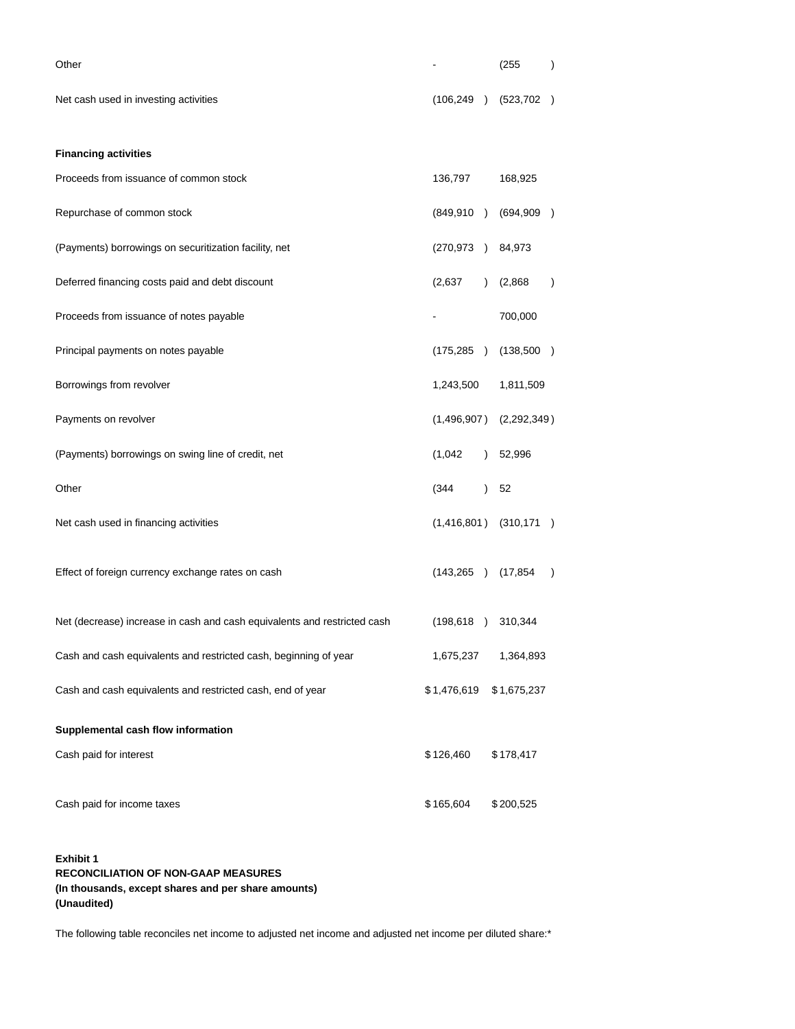| | | |
|---|---|---|
| Other | - | (255) |
| Net cash used in investing activities | (106,249) | (523,702) |
| **Financing activities** | | |
| Proceeds from issuance of common stock | 136,797 | 168,925 |
| Repurchase of common stock | (849,910) | (694,909) |
| (Payments) borrowings on securitization facility, net | (270,973) | 84,973 |
| Deferred financing costs paid and debt discount | (2,637) | (2,868) |
| Proceeds from issuance of notes payable | - | 700,000 |
| Principal payments on notes payable | (175,285) | (138,500) |
| Borrowings from revolver | 1,243,500 | 1,811,509 |
| Payments on revolver | (1,496,907) | (2,292,349) |
| (Payments) borrowings on swing line of credit, net | (1,042) | 52,996 |
| Other | (344) | 52 |
| Net cash used in financing activities | (1,416,801) | (310,171) |
| Effect of foreign currency exchange rates on cash | (143,265) | (17,854) |
| Net (decrease) increase in cash and cash equivalents and restricted cash | (198,618) | 310,344 |
| Cash and cash equivalents and restricted cash, beginning of year | 1,675,237 | 1,364,893 |
| Cash and cash equivalents and restricted cash, end of year | $ 1,476,619 | $ 1,675,237 |
| **Supplemental cash flow information** | | |
| Cash paid for interest | $ 126,460 | $ 178,417 |
| Cash paid for income taxes | $ 165,604 | $ 200,525 |

**Exhibit 1**
**RECONCILIATION OF NON-GAAP MEASURES**
**(In thousands, except shares and per share amounts)**
**(Unaudited)**

The following table reconciles net income to adjusted net income and adjusted net income per diluted share:*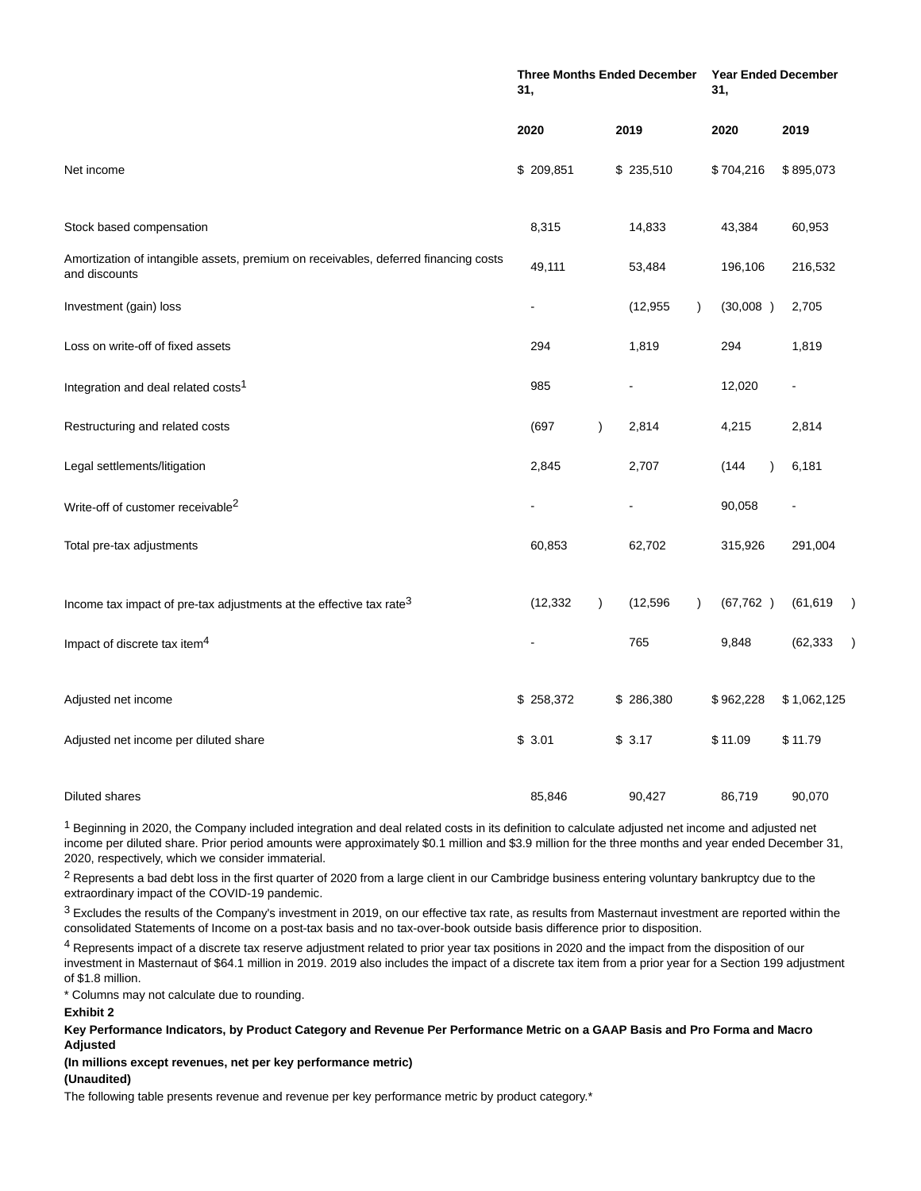| | Three Months Ended December 31, | | Year Ended December 31, | |
|---|---|---|---|---|
| | 2020 | 2019 | 2020 | 2019 |
| Net income | $ 209,851 | $ 235,510 | $ 704,216 | $ 895,073 |
| Stock based compensation | 8,315 | 14,833 | 43,384 | 60,953 |
| Amortization of intangible assets, premium on receivables, deferred financing costs and discounts | 49,111 | 53,484 | 196,106 | 216,532 |
| Investment (gain) loss | - | (12,955) | (30,008) | 2,705 |
| Loss on write-off of fixed assets | 294 | 1,819 | 294 | 1,819 |
| Integration and deal related costs[1] | 985 | - | 12,020 | - |
| Restructuring and related costs | (697) | 2,814 | 4,215 | 2,814 |
| Legal settlements/litigation | 2,845 | 2,707 | (144) | 6,181 |
| Write-off of customer receivable[2] | - | - | 90,058 | - |
| Total pre-tax adjustments | 60,853 | 62,702 | 315,926 | 291,004 |
| Income tax impact of pre-tax adjustments at the effective tax rate[3] | (12,332) | (12,596) | (67,762) | (61,619) |
| Impact of discrete tax item[4] | - | 765 | 9,848 | (62,333) |
| Adjusted net income | $ 258,372 | $ 286,380 | $ 962,228 | $ 1,062,125 |
| Adjusted net income per diluted share | $ 3.01 | $ 3.17 | $ 11.09 | $ 11.79 |
| Diluted shares | 85,846 | 90,427 | 86,719 | 90,070 |

[1] Beginning in 2020, the Company included integration and deal related costs in its definition to calculate adjusted net income and adjusted net income per diluted share. Prior period amounts were approximately $0.1 million and $3.9 million for the three months and year ended December 31, 2020, respectively, which we consider immaterial.

[2] Represents a bad debt loss in the first quarter of 2020 from a large client in our Cambridge business entering voluntary bankruptcy due to the extraordinary impact of the COVID-19 pandemic.

[3] Excludes the results of the Company's investment in 2019, on our effective tax rate, as results from Masternaut investment are reported within the consolidated Statements of Income on a post-tax basis and no tax-over-book outside basis difference prior to disposition.

[4] Represents impact of a discrete tax reserve adjustment related to prior year tax positions in 2020 and the impact from the disposition of our investment in Masternaut of $64.1 million in 2019. 2019 also includes the impact of a discrete tax item from a prior year for a Section 199 adjustment of $1.8 million.

* Columns may not calculate due to rounding.

**Exhibit 2**

**Key Performance Indicators, by Product Category and Revenue Per Performance Metric on a GAAP Basis and Pro Forma and Macro Adjusted**

**(In millions except revenues, net per key performance metric)**

**(Unaudited)**

The following table presents revenue and revenue per key performance metric by product category.*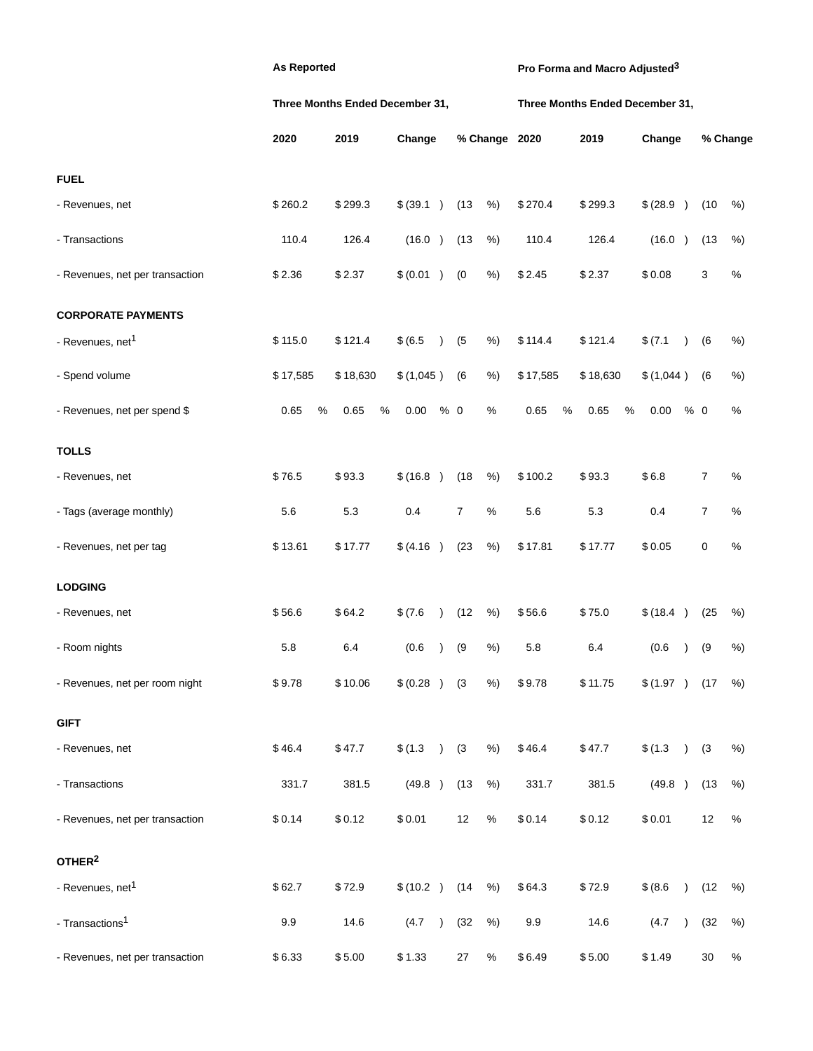| | As Reported | | | | Pro Forma and Macro Adjusted[3] | | | |
|---|---|---|---|---|---|---|---|---|
| | Three Months Ended December 31, | | | | Three Months Ended December 31, | | | |
| | 2020 | 2019 | Change | % Change | 2020 | 2019 | Change | % Change |
| **FUEL** | | | | | | | | |
| - Revenues, net | $ 260.2 | $ 299.3 | $ (39.1 ) | (13 %) | $ 270.4 | $ 299.3 | $ (28.9 ) | (10 %) |
| - Transactions | 110.4 | 126.4 | (16.0 ) | (13 %) | 110.4 | 126.4 | (16.0 ) | (13 %) |
| - Revenues, net per transaction | $ 2.36 | $ 2.37 | $ (0.01 ) | (0 %) | $ 2.45 | $ 2.37 | $ 0.08 | 3 % |
| **CORPORATE PAYMENTS** | | | | | | | | |
| - Revenues, net[1] | $ 115.0 | $ 121.4 | $ (6.5 ) | (5 %) | $ 114.4 | $ 121.4 | $ (7.1 ) | (6 %) |
| - Spend volume | $ 17,585 | $ 18,630 | $ (1,045 ) | (6 %) | $ 17,585 | $ 18,630 | $ (1,044 ) | (6 %) |
| - Revenues, net per spend $ | 0.65 % | 0.65 % | 0.00 % | 0 % | 0.65 % | 0.65 % | 0.00 % | 0 % |
| **TOLLS** | | | | | | | | |
| - Revenues, net | $ 76.5 | $ 93.3 | $ (16.8 ) | (18 %) | $ 100.2 | $ 93.3 | $ 6.8 | 7 % |
| - Tags (average monthly) | 5.6 | 5.3 | 0.4 | 7 % | 5.6 | 5.3 | 0.4 | 7 % |
| - Revenues, net per tag | $ 13.61 | $ 17.77 | $ (4.16 ) | (23 %) | $ 17.81 | $ 17.77 | $ 0.05 | 0 % |
| **LODGING** | | | | | | | | |
| - Revenues, net | $ 56.6 | $ 64.2 | $ (7.6 ) | (12 %) | $ 56.6 | $ 75.0 | $ (18.4 ) | (25 %) |
| - Room nights | 5.8 | 6.4 | (0.6 ) | (9 %) | 5.8 | 6.4 | (0.6 ) | (9 %) |
| - Revenues, net per room night | $ 9.78 | $ 10.06 | $ (0.28 ) | (3 %) | $ 9.78 | $ 11.75 | $ (1.97 ) | (17 %) |
| **GIFT** | | | | | | | | |
| - Revenues, net | $ 46.4 | $ 47.7 | $ (1.3 ) | (3 %) | $ 46.4 | $ 47.7 | $ (1.3 ) | (3 %) |
| - Transactions | 331.7 | 381.5 | (49.8 ) | (13 %) | 331.7 | 381.5 | (49.8 ) | (13 %) |
| - Revenues, net per transaction | $ 0.14 | $ 0.12 | $ 0.01 | 12 % | $ 0.14 | $ 0.12 | $ 0.01 | 12 % |
| **OTHER[2]** | | | | | | | | |
| - Revenues, net[1] | $ 62.7 | $ 72.9 | $ (10.2 ) | (14 %) | $ 64.3 | $ 72.9 | $ (8.6 ) | (12 %) |
| - Transactions[1] | 9.9 | 14.6 | (4.7 ) | (32 %) | 9.9 | 14.6 | (4.7 ) | (32 %) |
| - Revenues, net per transaction | $ 6.33 | $ 5.00 | $ 1.33 | 27 % | $ 6.49 | $ 5.00 | $ 1.49 | 30 % |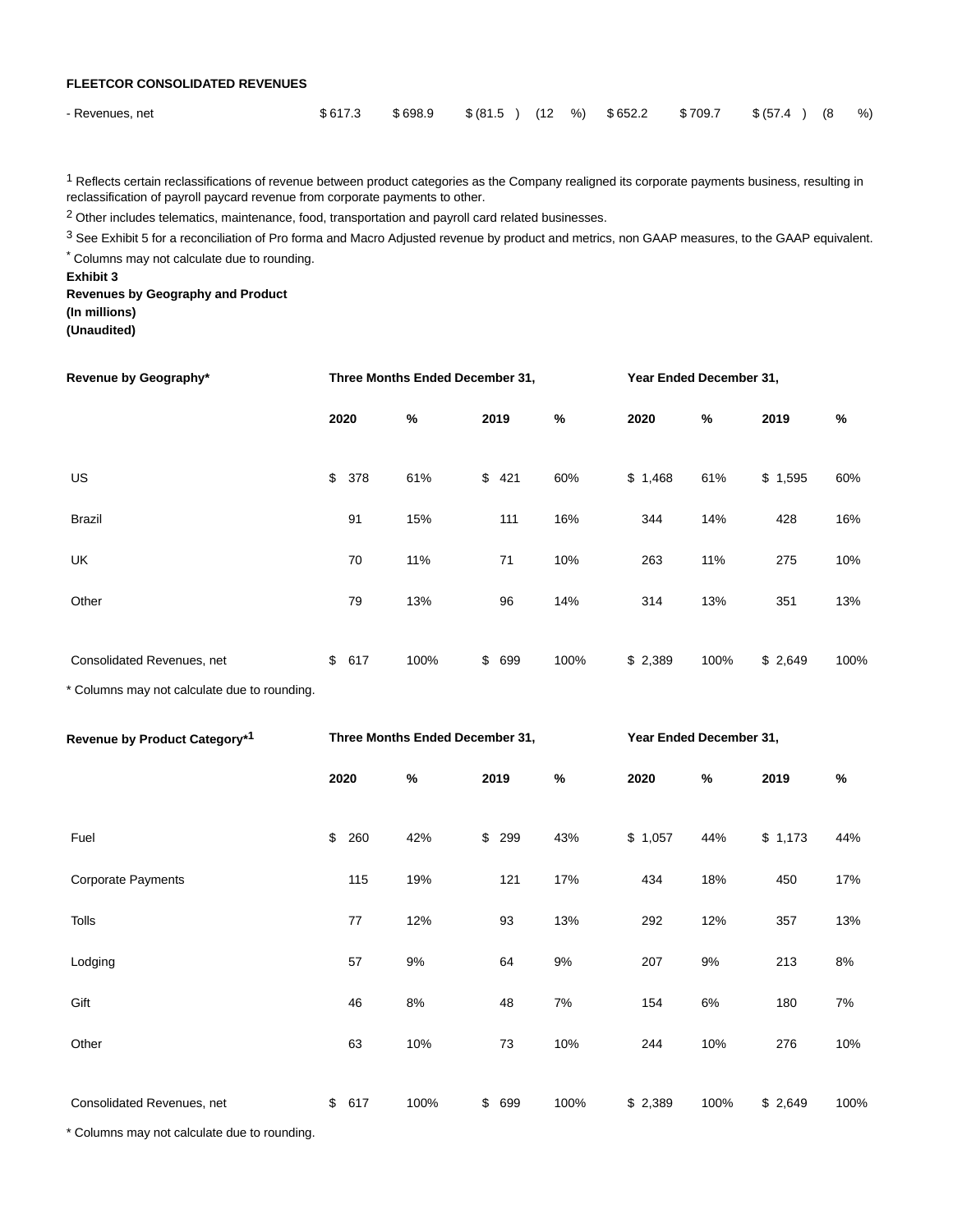**FLEETCOR CONSOLIDATED REVENUES**

| | | | | | | | | |
|---|---|---|---|---|---|---|---|---|
| - Revenues, net | $ 617.3 | $ 698.9 | $ (81.5 ) | (12 %) | $ 652.2 | $ 709.7 | $ (57.4 ) | (8 %) |

[1] Reflects certain reclassifications of revenue between product categories as the Company realigned its corporate payments business, resulting in reclassification of payroll paycard revenue from corporate payments to other.

[2] Other includes telematics, maintenance, food, transportation and payroll card related businesses.

[3] See Exhibit 5 for a reconciliation of Pro forma and Macro Adjusted revenue by product and metrics, non GAAP measures, to the GAAP equivalent.

* Columns may not calculate due to rounding.

**Exhibit 3**
**Revenues by Geography and Product**
**(In millions)**
**(Unaudited)**

| Revenue by Geography* | Three Months Ended December 31, | | | | Year Ended December 31, | | | |
|---|---|---|---|---|---|---|---|---|
| | 2020 | % | 2019 | % | 2020 | % | 2019 | % |
| US | $ 378 | 61% | $ 421 | 60% | $ 1,468 | 61% | $ 1,595 | 60% |
| Brazil | 91 | 15% | 111 | 16% | 344 | 14% | 428 | 16% |
| UK | 70 | 11% | 71 | 10% | 263 | 11% | 275 | 10% |
| Other | 79 | 13% | 96 | 14% | 314 | 13% | 351 | 13% |
| Consolidated Revenues, net | $ 617 | 100% | $ 699 | 100% | $ 2,389 | 100% | $ 2,649 | 100% |

* Columns may not calculate due to rounding.

| Revenue by Product Category*[1] | Three Months Ended December 31, | | | | Year Ended December 31, | | | |
|---|---|---|---|---|---|---|---|---|
| | 2020 | % | 2019 | % | 2020 | % | 2019 | % |
| Fuel | $ 260 | 42% | $ 299 | 43% | $ 1,057 | 44% | $ 1,173 | 44% |
| Corporate Payments | 115 | 19% | 121 | 17% | 434 | 18% | 450 | 17% |
| Tolls | 77 | 12% | 93 | 13% | 292 | 12% | 357 | 13% |
| Lodging | 57 | 9% | 64 | 9% | 207 | 9% | 213 | 8% |
| Gift | 46 | 8% | 48 | 7% | 154 | 6% | 180 | 7% |
| Other | 63 | 10% | 73 | 10% | 244 | 10% | 276 | 10% |
| Consolidated Revenues, net | $ 617 | 100% | $ 699 | 100% | $ 2,389 | 100% | $ 2,649 | 100% |

* Columns may not calculate due to rounding.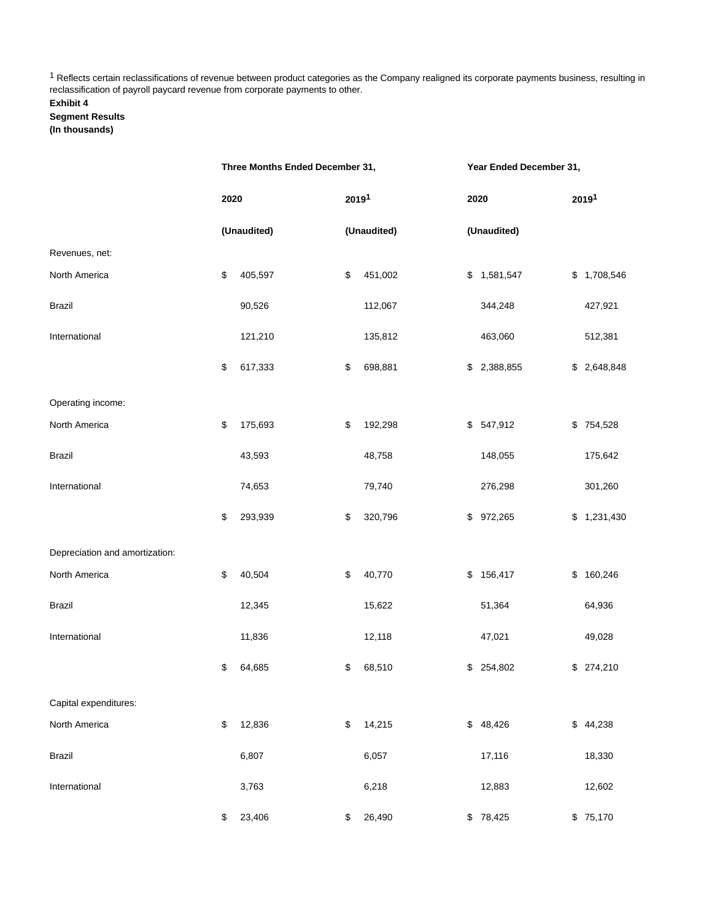[1] Reflects certain reclassifications of revenue between product categories as the Company realigned its corporate payments business, resulting in reclassification of payroll paycard revenue from corporate payments to other.

**Exhibit 4**

**Segment Results**

**(In thousands)**

| | Three Months Ended December 31, | | Year Ended December 31, | |
|---|---|---|---|---|
| | 2020 | 2019[1] | 2020 | 2019[1] |
| | (Unaudited) | (Unaudited) | (Unaudited) | |
| Revenues, net: | | | | |
| North America | $ 405,597 | $ 451,002 | $ 1,581,547 | $ 1,708,546 |
| Brazil | 90,526 | 112,067 | 344,248 | 427,921 |
| International | 121,210 | 135,812 | 463,060 | 512,381 |
| | $ 617,333 | $ 698,881 | $ 2,388,855 | $ 2,648,848 |
| Operating income: | | | | |
| North America | $ 175,693 | $ 192,298 | $ 547,912 | $ 754,528 |
| Brazil | 43,593 | 48,758 | 148,055 | 175,642 |
| International | 74,653 | 79,740 | 276,298 | 301,260 |
| | $ 293,939 | $ 320,796 | $ 972,265 | $ 1,231,430 |
| Depreciation and amortization: | | | | |
| North America | $ 40,504 | $ 40,770 | $ 156,417 | $ 160,246 |
| Brazil | 12,345 | 15,622 | 51,364 | 64,936 |
| International | 11,836 | 12,118 | 47,021 | 49,028 |
| | $ 64,685 | $ 68,510 | $ 254,802 | $ 274,210 |
| Capital expenditures: | | | | |
| North America | $ 12,836 | $ 14,215 | $ 48,426 | $ 44,238 |
| Brazil | 6,807 | 6,057 | 17,116 | 18,330 |
| International | 3,763 | 6,218 | 12,883 | 12,602 |
| | $ 23,406 | $ 26,490 | $ 78,425 | $ 75,170 |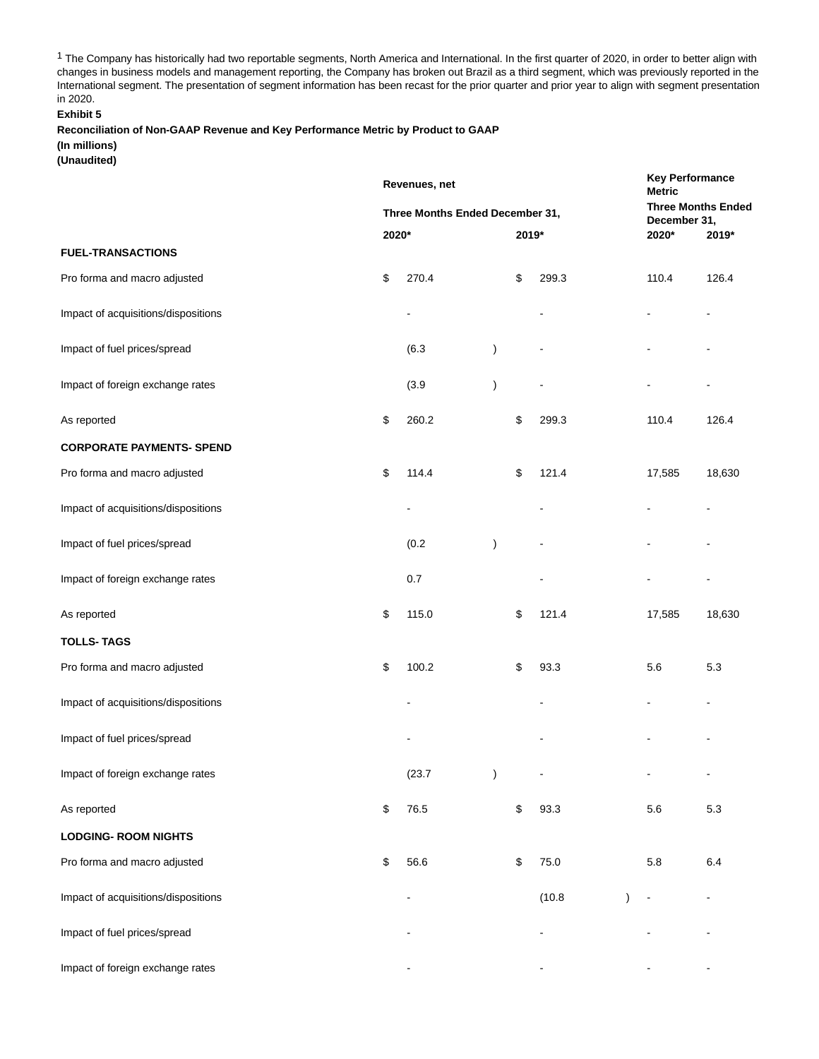[1] The Company has historically had two reportable segments, North America and International. In the first quarter of 2020, in order to better align with changes in business models and management reporting, the Company has broken out Brazil as a third segment, which was previously reported in the International segment. The presentation of segment information has been recast for the prior quarter and prior year to align with segment presentation in 2020.

**Exhibit 5**

**Reconciliation of Non-GAAP Revenue and Key Performance Metric by Product to GAAP**

**(In millions)**

**(Unaudited)**

| | Revenues, net | | Key Performance Metric | |
|---|---|---|---|---|
| | Three Months Ended December 31, | | Three Months Ended December 31, | |
| | 2020* | 2019* | 2020* | 2019* |
| **FUEL-TRANSACTIONS** | | | | |
| Pro forma and macro adjusted | $ 270.4 | $ 299.3 | 110.4 | 126.4 |
| Impact of acquisitions/dispositions | - | - | - | - |
| Impact of fuel prices/spread | (6.3) | - | - | - |
| Impact of foreign exchange rates | (3.9) | - | - | - |
| As reported | $ 260.2 | $ 299.3 | 110.4 | 126.4 |
| **CORPORATE PAYMENTS- SPEND** | | | | |
| Pro forma and macro adjusted | $ 114.4 | $ 121.4 | 17,585 | 18,630 |
| Impact of acquisitions/dispositions | - | - | - | - |
| Impact of fuel prices/spread | (0.2) | - | - | - |
| Impact of foreign exchange rates | 0.7 | - | - | - |
| As reported | $ 115.0 | $ 121.4 | 17,585 | 18,630 |
| **TOLLS- TAGS** | | | | |
| Pro forma and macro adjusted | $ 100.2 | $ 93.3 | 5.6 | 5.3 |
| Impact of acquisitions/dispositions | - | - | - | - |
| Impact of fuel prices/spread | - | - | - | - |
| Impact of foreign exchange rates | (23.7) | - | - | - |
| As reported | $ 76.5 | $ 93.3 | 5.6 | 5.3 |
| **LODGING- ROOM NIGHTS** | | | | |
| Pro forma and macro adjusted | $ 56.6 | $ 75.0 | 5.8 | 6.4 |
| Impact of acquisitions/dispositions | - | (10.8) | - | - |
| Impact of fuel prices/spread | - | - | - | - |
| Impact of foreign exchange rates | - | - | - | - |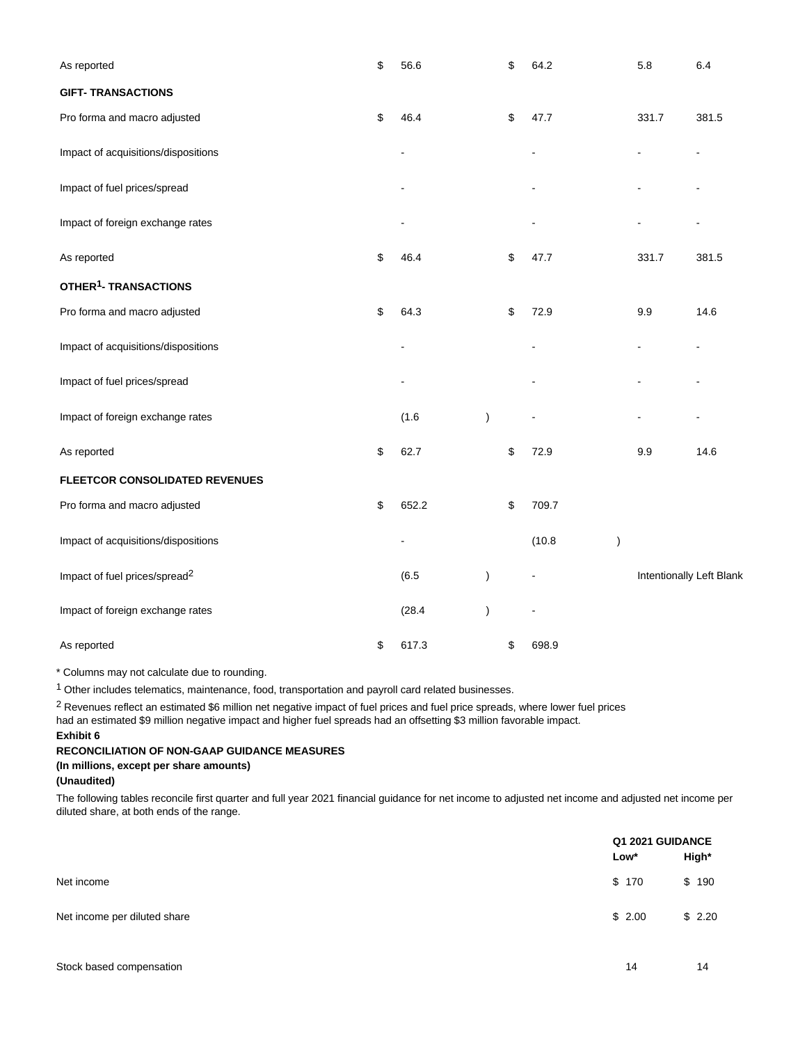| | | | | |
|---|---|---|---|---|
| As reported | $ 56.6 | $ 64.2 | 5.8 | 6.4 |
| **GIFT- TRANSACTIONS** | | | | |
| Pro forma and macro adjusted | $ 46.4 | $ 47.7 | 331.7 | 381.5 |
| Impact of acquisitions/dispositions | - | - | - | - |
| Impact of fuel prices/spread | - | - | - | - |
| Impact of foreign exchange rates | - | - | - | - |
| As reported | $ 46.4 | $ 47.7 | 331.7 | 381.5 |
| **OTHER[1]- TRANSACTIONS** | | | | |
| Pro forma and macro adjusted | $ 64.3 | $ 72.9 | 9.9 | 14.6 |
| Impact of acquisitions/dispositions | - | - | - | - |
| Impact of fuel prices/spread | - | - | - | - |
| Impact of foreign exchange rates | (1.6) | - | - | - |
| As reported | $ 62.7 | $ 72.9 | 9.9 | 14.6 |
| **FLEETCOR CONSOLIDATED REVENUES** | | | | |
| Pro forma and macro adjusted | $ 652.2 | $ 709.7 | | |
| Impact of acquisitions/dispositions | - | (10.8) | | |
| Impact of fuel prices/spread[2] | (6.5) | - | Intentionally Left Blank | |
| Impact of foreign exchange rates | (28.4) | - | | |
| As reported | $ 617.3 | $ 698.9 | | |

* Columns may not calculate due to rounding.

[1] Other includes telematics, maintenance, food, transportation and payroll card related businesses.

[2] Revenues reflect an estimated $6 million net negative impact of fuel prices and fuel price spreads, where lower fuel prices had an estimated $9 million negative impact and higher fuel spreads had an offsetting $3 million favorable impact.

**Exhibit 6**

**RECONCILIATION OF NON-GAAP GUIDANCE MEASURES**

**(In millions, except per share amounts)**

**(Unaudited)**

The following tables reconcile first quarter and full year 2021 financial guidance for net income to adjusted net income and adjusted net income per diluted share, at both ends of the range.

| | Q1 2021 GUIDANCE | |
|---|---|---|
| | **Low*** | **High*** |
| Net income | $ 170 | $ 190 |
| Net income per diluted share | $ 2.00 | $ 2.20 |
| Stock based compensation | 14 | 14 |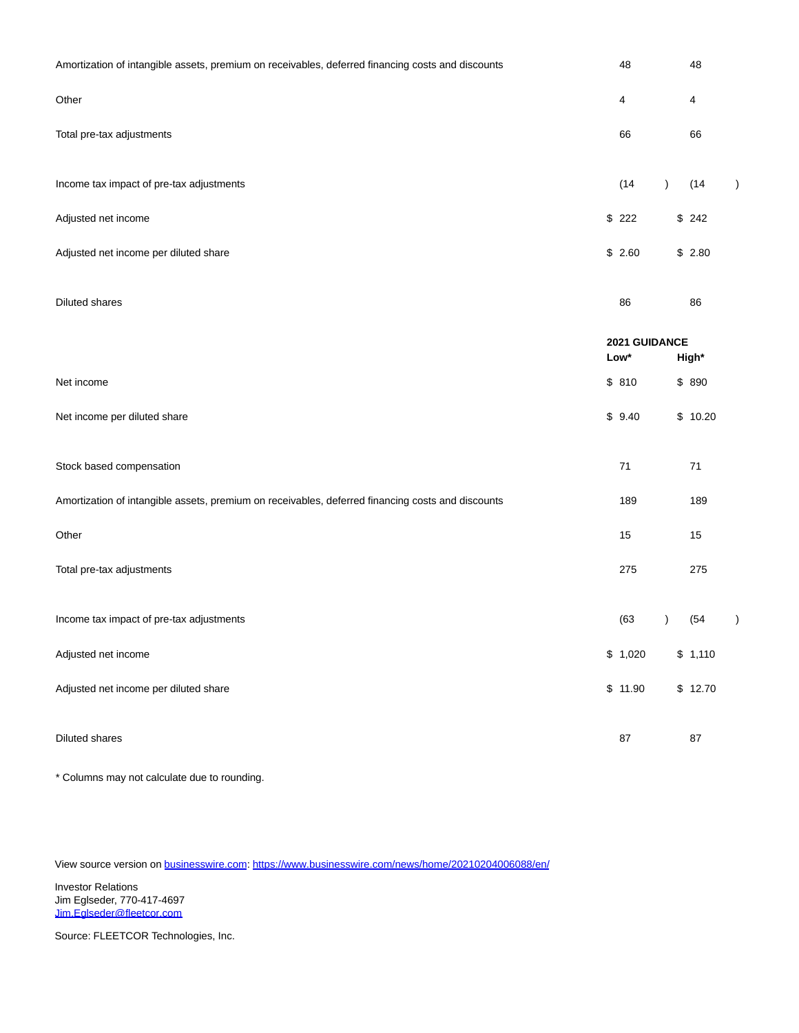| | | |
|---|---|---|
| Amortization of intangible assets, premium on receivables, deferred financing costs and discounts | 48 | 48 |
| Other | 4 | 4 |
| Total pre-tax adjustments | 66 | 66 |
| Income tax impact of pre-tax adjustments | (14) | (14) |
| Adjusted net income | $ 222 | $ 242 |
| Adjusted net income per diluted share | $ 2.60 | $ 2.80 |
| Diluted shares | 86 | 86 |

| | **2021 GUIDANCE** | |
|---|---|---|
| | **Low*** | **High*** |
| Net income | $ 810 | $ 890 |
| Net income per diluted share | $ 9.40 | $ 10.20 |
| Stock based compensation | 71 | 71 |
| Amortization of intangible assets, premium on receivables, deferred financing costs and discounts | 189 | 189 |
| Other | 15 | 15 |
| Total pre-tax adjustments | 275 | 275 |
| Income tax impact of pre-tax adjustments | (63) | (54) |
| Adjusted net income | $ 1,020 | $ 1,110 |
| Adjusted net income per diluted share | $ 11.90 | $ 12.70 |
| Diluted shares | 87 | 87 |

* Columns may not calculate due to rounding.

View source version on businesswire.com: https://www.businesswire.com/news/home/20210204006088/en/

Investor Relations
Jim Eglseder, 770-417-4697
Jim.Eglseder@fleetcor.com

Source: FLEETCOR Technologies, Inc.